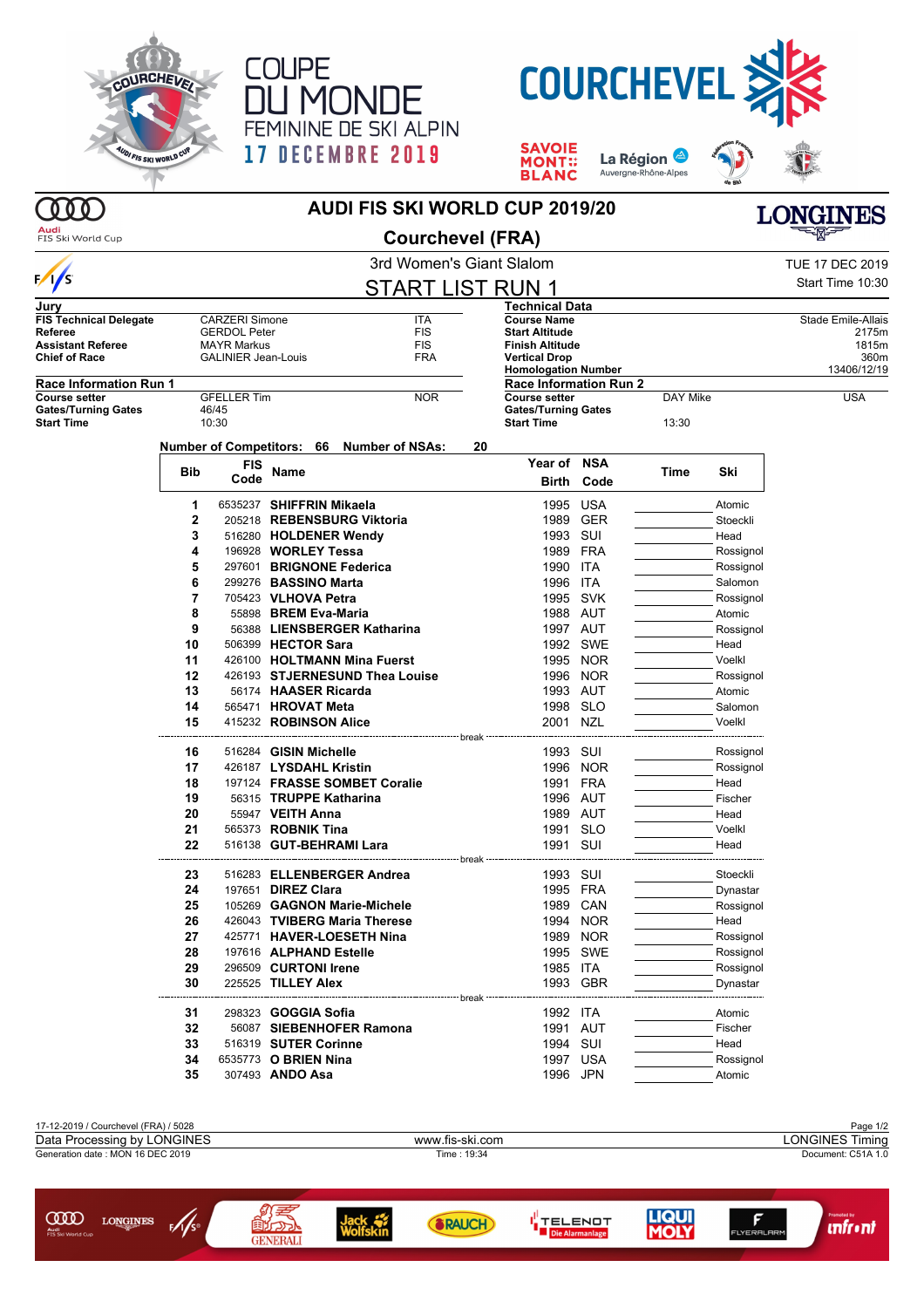COUPE DU MONDE FEMININE DE SKI ALPIN
17 DECEMBRE 2019

COURCHEVEL

# AUDI FIS SKI WORLD CUP 2019/20

## Courchevel (FRA)

3rd Women's Giant Slalom

TUE 17 DEC 2019
Start Time 10:30

## START LIST RUN 1

| Jury | | |
|---|---|---|
| FIS Technical Delegate | CARZERI Simone | ITA |
| Referee | GERDOL Peter | FIS |
| Assistant Referee | MAYR Markus | FIS |
| Chief of Race | GALINIER Jean-Louis | FRA |

| Technical Data | |
|---|---|
| Course Name | Stade Emile-Allais |
| Start Altitude | 2175m |
| Finish Altitude | 1815m |
| Vertical Drop | 360m |
| Homologation Number | 13406/12/19 |

| Race Information Run 1 | | |
|---|---|---|
| Course setter | GFELLER Tim | NOR |
| Gates/Turning Gates | 46/45 | |
| Start Time | 10:30 | |

| Race Information Run 2 | | |
|---|---|---|
| Course setter | DAY Mike | USA |
| Gates/Turning Gates | | |
| Start Time | 13:30 | |

Number of Competitors: 66 Number of NSAs: 20

| Bib | FIS Code | Name | Year of Birth | NSA Code | Time | Ski |
|---|---|---|---|---|---|---|
| 1 | 6535237 | **SHIFFRIN Mikaela** | 1995 | USA | | Atomic |
| 2 | 205218 | **REBENSBURG Viktoria** | 1989 | GER | | Stoeckli |
| 3 | 516280 | **HOLDENER Wendy** | 1993 | SUI | | Head |
| 4 | 196928 | **WORLEY Tessa** | 1989 | FRA | | Rossignol |
| 5 | 297601 | **BRIGNONE Federica** | 1990 | ITA | | Rossignol |
| 6 | 299276 | **BASSINO Marta** | 1996 | ITA | | Salomon |
| 7 | 705423 | **VLHOVA Petra** | 1995 | SVK | | Rossignol |
| 8 | 55898 | **BREM Eva-Maria** | 1988 | AUT | | Atomic |
| 9 | 56388 | **LIENSBERGER Katharina** | 1997 | AUT | | Rossignol |
| 10 | 506399 | **HECTOR Sara** | 1992 | SWE | | Head |
| 11 | 426100 | **HOLTMANN Mina Fuerst** | 1995 | NOR | | Voelkl |
| 12 | 426193 | **STJERNESUND Thea Louise** | 1996 | NOR | | Rossignol |
| 13 | 56174 | **HAASER Ricarda** | 1993 | AUT | | Atomic |
| 14 | 565471 | **HROVAT Meta** | 1998 | SLO | | Salomon |
| 15 | 415232 | **ROBINSON Alice** | 2001 | NZL | | Voelkl |
| | | break | | | | |
| 16 | 516284 | **GISIN Michelle** | 1993 | SUI | | Rossignol |
| 17 | 426187 | **LYSDAHL Kristin** | 1996 | NOR | | Rossignol |
| 18 | 197124 | **FRASSE SOMBET Coralie** | 1991 | FRA | | Head |
| 19 | 56315 | **TRUPPE Katharina** | 1996 | AUT | | Fischer |
| 20 | 55947 | **VEITH Anna** | 1989 | AUT | | Head |
| 21 | 565373 | **ROBNIK Tina** | 1991 | SLO | | Voelkl |
| 22 | 516138 | **GUT-BEHRAMI Lara** | 1991 | SUI | | Head |
| | | break | | | | |
| 23 | 516283 | **ELLENBERGER Andrea** | 1993 | SUI | | Stoeckli |
| 24 | 197651 | **DIREZ Clara** | 1995 | FRA | | Dynastar |
| 25 | 105269 | **GAGNON Marie-Michele** | 1989 | CAN | | Rossignol |
| 26 | 426043 | **TVIBERG Maria Therese** | 1994 | NOR | | Head |
| 27 | 425771 | **HAVER-LOESETH Nina** | 1989 | NOR | | Rossignol |
| 28 | 197616 | **ALPHAND Estelle** | 1995 | SWE | | Rossignol |
| 29 | 296509 | **CURTONI Irene** | 1985 | ITA | | Rossignol |
| 30 | 225525 | **TILLEY Alex** | 1993 | GBR | | Dynastar |
| | | break | | | | |
| 31 | 298323 | **GOGGIA Sofia** | 1992 | ITA | | Atomic |
| 32 | 56087 | **SIEBENHOFER Ramona** | 1991 | AUT | | Fischer |
| 33 | 516319 | **SUTER Corinne** | 1994 | SUI | | Head |
| 34 | 6535773 | **O BRIEN Nina** | 1997 | USA | | Rossignol |
| 35 | 307493 | **ANDO Asa** | 1996 | JPN | | Atomic |

17-12-2019 / Courchevel (FRA) / 5028
Data Processing by LONGINES — www.fis-ski.com — LONGINES Timing
Generation date : MON 16 DEC 2019 — Time : 19:34 — Document: C51A 1.0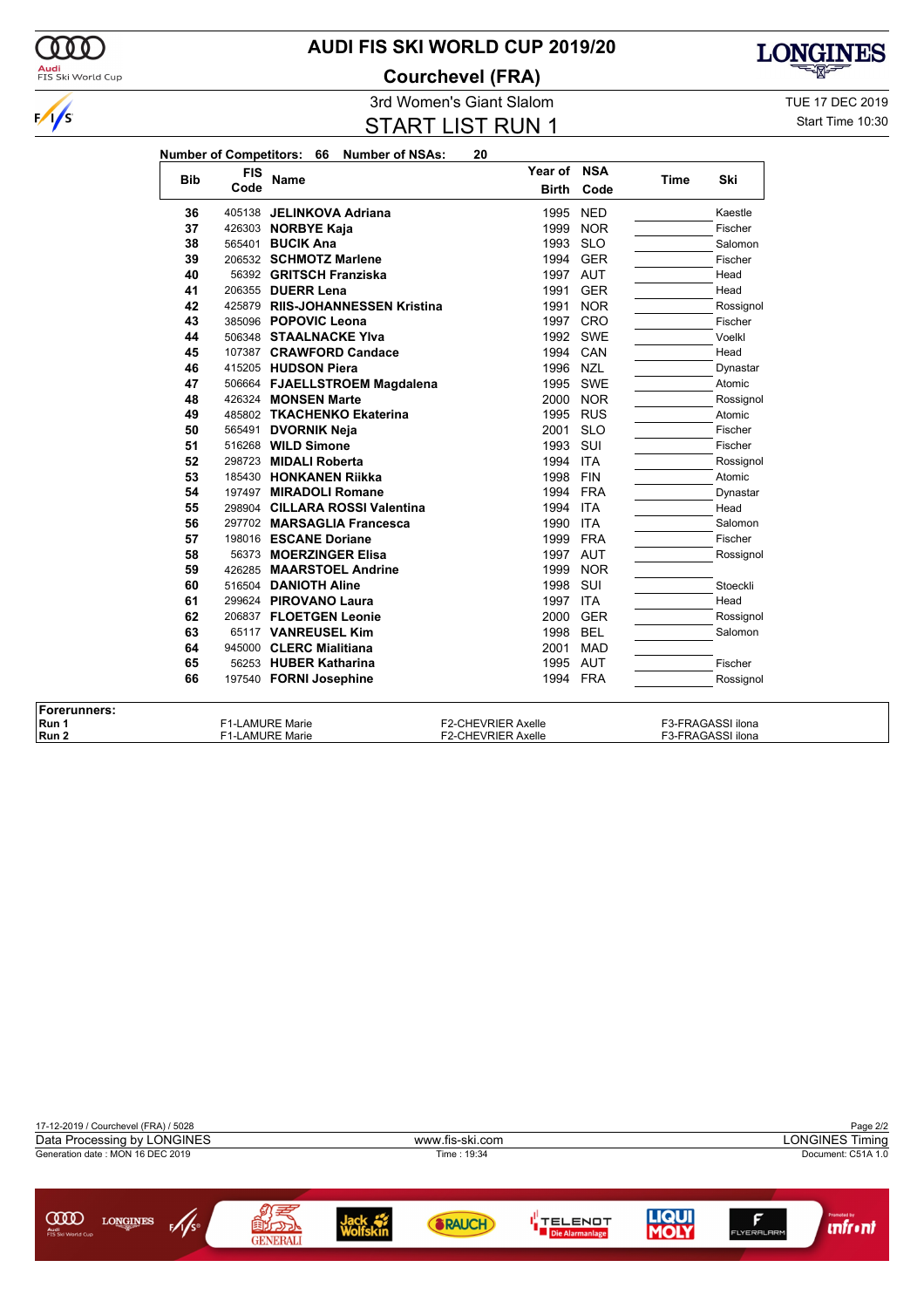# AUDI FIS SKI WORLD CUP 2019/20

## Courchevel (FRA)

3rd Women's Giant Slalom

TUE 17 DEC 2019

## START LIST RUN 1

Start Time 10:30

**Number of Competitors: 66 Number of NSAs: 20**

| Bib | FIS Code | Name | Year of Birth | NSA Code | Time | Ski |
|---|---|---|---|---|---|---|
| 36 | 405138 | **JELINKOVA Adriana** | 1995 | NED | | Kaestle |
| 37 | 426303 | **NORBYE Kaja** | 1999 | NOR | | Fischer |
| 38 | 565401 | **BUCIK Ana** | 1993 | SLO | | Salomon |
| 39 | 206532 | **SCHMOTZ Marlene** | 1994 | GER | | Fischer |
| 40 | 56392 | **GRITSCH Franziska** | 1997 | AUT | | Head |
| 41 | 206355 | **DUERR Lena** | 1991 | GER | | Head |
| 42 | 425879 | **RIIS-JOHANNESSEN Kristina** | 1991 | NOR | | Rossignol |
| 43 | 385096 | **POPOVIC Leona** | 1997 | CRO | | Fischer |
| 44 | 506348 | **STAALNACKE Ylva** | 1992 | SWE | | Voelkl |
| 45 | 107387 | **CRAWFORD Candace** | 1994 | CAN | | Head |
| 46 | 415205 | **HUDSON Piera** | 1996 | NZL | | Dynastar |
| 47 | 506664 | **FJAELLSTROEM Magdalena** | 1995 | SWE | | Atomic |
| 48 | 426324 | **MONSEN Marte** | 2000 | NOR | | Rossignol |
| 49 | 485802 | **TKACHENKO Ekaterina** | 1995 | RUS | | Atomic |
| 50 | 565491 | **DVORNIK Neja** | 2001 | SLO | | Fischer |
| 51 | 516268 | **WILD Simone** | 1993 | SUI | | Fischer |
| 52 | 298723 | **MIDALI Roberta** | 1994 | ITA | | Rossignol |
| 53 | 185430 | **HONKANEN Riikka** | 1998 | FIN | | Atomic |
| 54 | 197497 | **MIRADOLI Romane** | 1994 | FRA | | Dynastar |
| 55 | 298904 | **CILLARA ROSSI Valentina** | 1994 | ITA | | Head |
| 56 | 297702 | **MARSAGLIA Francesca** | 1990 | ITA | | Salomon |
| 57 | 198016 | **ESCANE Doriane** | 1999 | FRA | | Fischer |
| 58 | 56373 | **MOERZINGER Elisa** | 1997 | AUT | | Rossignol |
| 59 | 426285 | **MAARSTOEL Andrine** | 1999 | NOR | | |
| 60 | 516504 | **DANIOTH Aline** | 1998 | SUI | | Stoeckli |
| 61 | 299624 | **PIROVANO Laura** | 1997 | ITA | | Head |
| 62 | 206837 | **FLOETGEN Leonie** | 2000 | GER | | Rossignol |
| 63 | 65117 | **VANREUSEL Kim** | 1998 | BEL | | Salomon |
| 64 | 945000 | **CLERC Mialitiana** | 2001 | MAD | | |
| 65 | 56253 | **HUBER Katharina** | 1995 | AUT | | Fischer |
| 66 | 197540 | **FORNI Josephine** | 1994 | FRA | | Rossignol |

**Forerunners:**

| | | | |
|---|---|---|---|
| **Run 1** | F1-LAMURE Marie | F2-CHEVRIER Axelle | F3-FRAGASSI ilona |
| **Run 2** | F1-LAMURE Marie | F2-CHEVRIER Axelle | F3-FRAGASSI ilona |

17-12-2019 / Courchevel (FRA) / 5028

Data Processing by LONGINES | www.fis-ski.com | LONGINES Timing

Generation date : MON 16 DEC 2019 | Time : 19:34 | Document: C51A 1.0